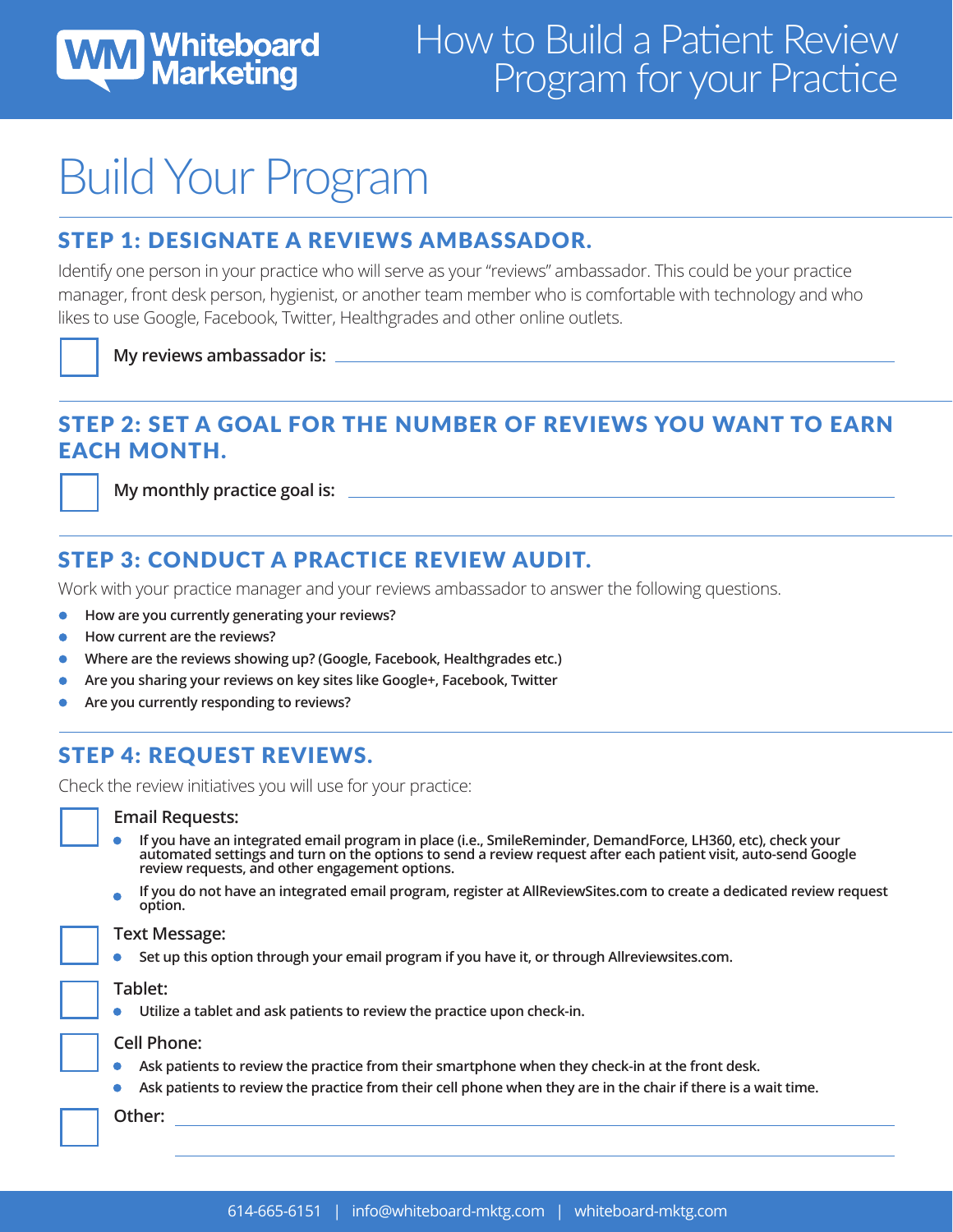# How to Build a Patient Review Program for your Practice

## Build Your Program

### STEP 1: DESIGNATE A REVIEWS AMBASSADOR.

Identify one person in your practice who will serve as your "reviews" ambassador. This could be your practice manager, front desk person, hygienist, or another team member who is comfortable with technology and who likes to use Google, Facebook, Twitter, Healthgrades and other online outlets.

☐ **My reviews ambassador is:** \_\_\_\_\_\_\_\_\_\_\_\_\_\_\_\_\_\_\_\_\_\_\_\_\_\_\_\_\_\_

### STEP 2: SET A GOAL FOR THE NUMBER OF REVIEWS YOU WANT TO EARN EACH MONTH.

☐ **My monthly practice goal is:** \_\_\_\_\_\_\_\_\_\_\_\_\_\_\_\_\_\_\_\_\_\_\_\_\_\_\_\_\_\_

### STEP 3: CONDUCT A PRACTICE REVIEW AUDIT.

Work with your practice manager and your reviews ambassador to answer the following questions.

- **How are you currently generating your reviews?**
- **How current are the reviews?**
- **Where are the reviews showing up? (Google, Facebook, Healthgrades etc.)**
- **Are you sharing your reviews on key sites like Google+, Facebook, Twitter**
- **Are you currently responding to reviews?**

### STEP 4: REQUEST REVIEWS.

Check the review initiatives you will use for your practice:

☐ **Email Requests:**

- **If you have an integrated email program in place (i.e., SmileReminder, DemandForce, LH360, etc), check your automated settings and turn on the options to send a review request after each patient visit, auto-send Google review requests, and other engagement options.**
- **If you do not have an integrated email program, register at AllReviewSites.com to create a dedicated review request option.**

☐ **Text Message:**

- **Set up this option through your email program if you have it, or through Allreviewsites.com.**

☐ **Tablet:**

- **Utilize a tablet and ask patients to review the practice upon check-in.**

☐ **Cell Phone:**

- **Ask patients to review the practice from their smartphone when they check-in at the front desk.**
- **Ask patients to review the practice from their cell phone when they are in the chair if there is a wait time.**

☐ **Other:** \_\_\_\_\_\_\_\_\_\_\_\_\_\_\_\_\_\_\_\_\_\_\_\_\_\_\_\_\_\_

614-665-6151 | info@whiteboard-mktg.com | whiteboard-mktg.com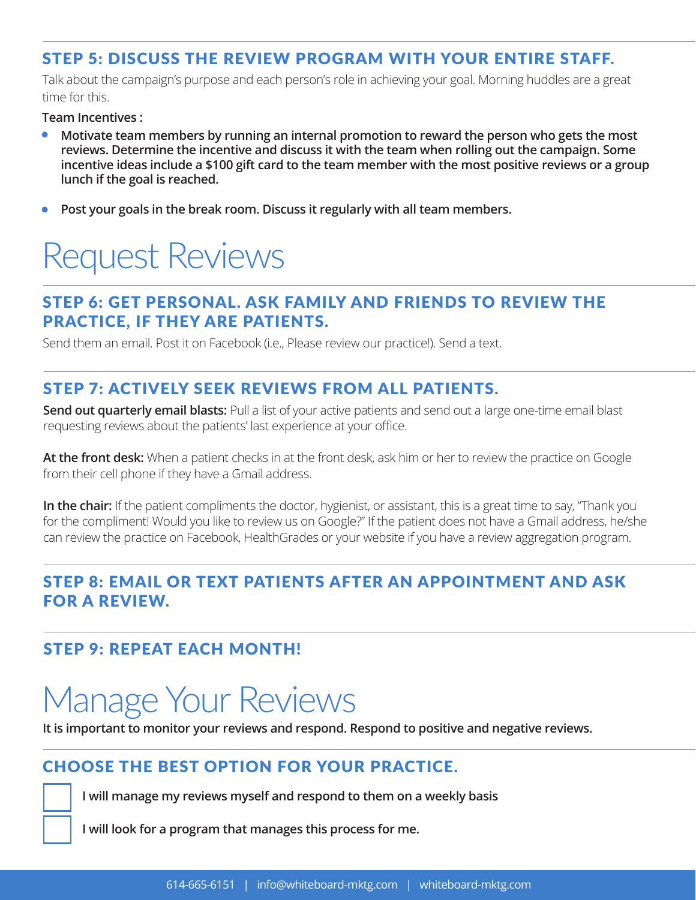### STEP 5: DISCUSS THE REVIEW PROGRAM WITH YOUR ENTIRE STAFF.

Talk about the campaign's purpose and each person's role in achieving your goal. Morning huddles are a great time for this.

**Team Incentives :**

- **Motivate team members by running an internal promotion to reward the person who gets the most reviews. Determine the incentive and discuss it with the team when rolling out the campaign. Some incentive ideas include a $100 gift card to the team member with the most positive reviews or a group lunch if the goal is reached.**
- **Post your goals in the break room. Discuss it regularly with all team members.**

# Request Reviews

### STEP 6: GET PERSONAL. ASK FAMILY AND FRIENDS TO REVIEW THE PRACTICE, IF THEY ARE PATIENTS.

Send them an email. Post it on Facebook (i.e., Please review our practice!). Send a text.

### STEP 7: ACTIVELY SEEK REVIEWS FROM ALL PATIENTS.

**Send out quarterly email blasts:** Pull a list of your active patients and send out a large one-time email blast requesting reviews about the patients' last experience at your office.

**At the front desk:** When a patient checks in at the front desk, ask him or her to review the practice on Google from their cell phone if they have a Gmail address.

**In the chair:** If the patient compliments the doctor, hygienist, or assistant, this is a great time to say, "Thank you for the compliment! Would you like to review us on Google?" If the patient does not have a Gmail address, he/she can review the practice on Facebook, HealthGrades or your website if you have a review aggregation program.

### STEP 8: EMAIL OR TEXT PATIENTS AFTER AN APPOINTMENT AND ASK FOR A REVIEW.

### STEP 9: REPEAT EACH MONTH!

# Manage Your Reviews

**It is important to monitor your reviews and respond. Respond to positive and negative reviews.**

### CHOOSE THE BEST OPTION FOR YOUR PRACTICE.

- [ ] **I will manage my reviews myself and respond to them on a weekly basis**
- [ ] **I will look for a program that manages this process for me.**

614-665-6151 | info@whiteboard-mktg.com | whiteboard-mktg.com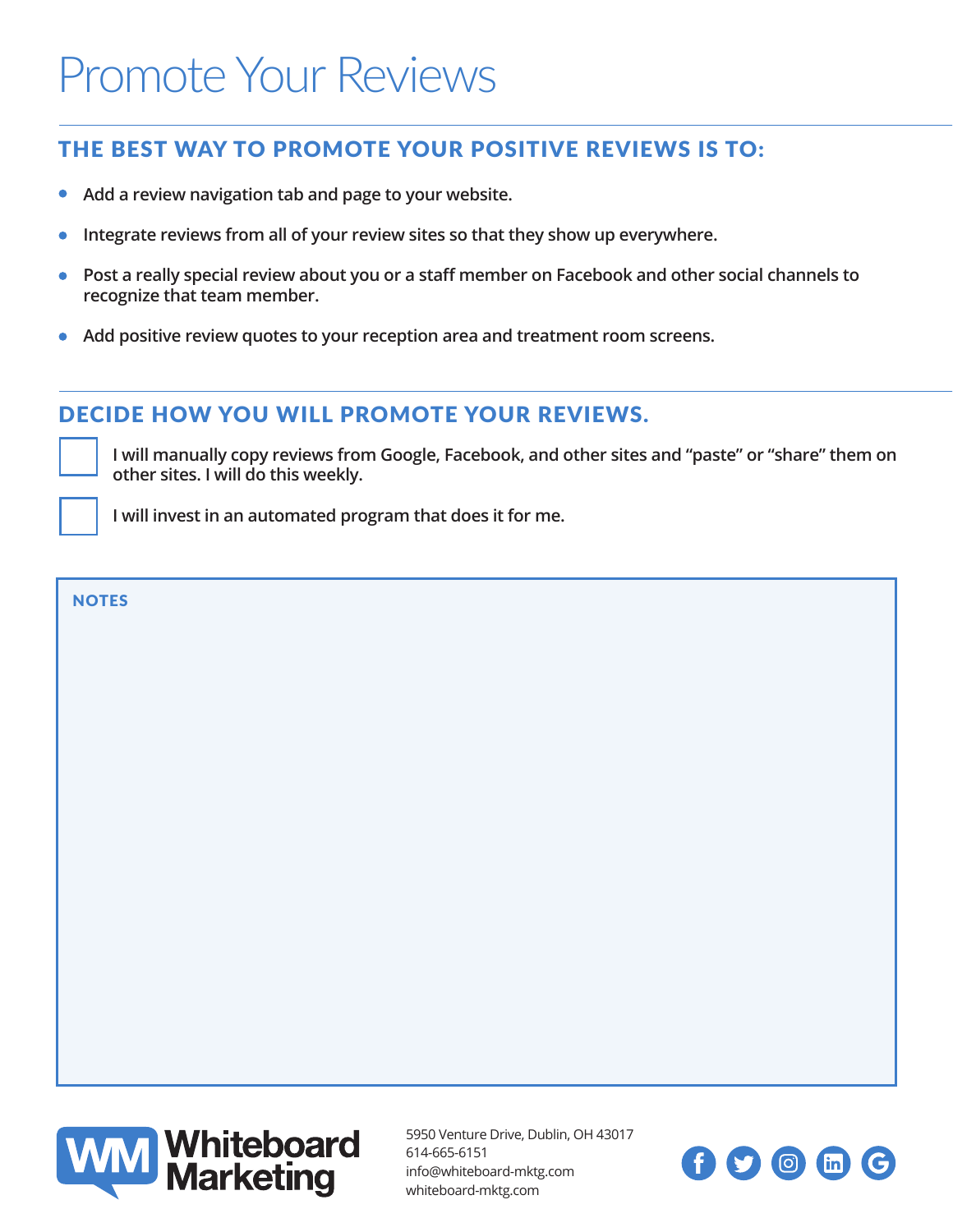# Promote Your Reviews

## THE BEST WAY TO PROMOTE YOUR POSITIVE REVIEWS IS TO:

- Add a review navigation tab and page to your website.
- Integrate reviews from all of your review sites so that they show up everywhere.
- Post a really special review about you or a staff member on Facebook and other social channels to recognize that team member.
- Add positive review quotes to your reception area and treatment room screens.

## DECIDE HOW YOU WILL PROMOTE YOUR REVIEWS.

- [ ] I will manually copy reviews from Google, Facebook, and other sites and “paste” or “share” them on other sites. I will do this weekly.
- [ ] I will invest in an automated program that does it for me.

**NOTES**

Whiteboard Marketing

5950 Venture Drive, Dublin, OH 43017
614-665-6151
info@whiteboard-mktg.com
whiteboard-mktg.com